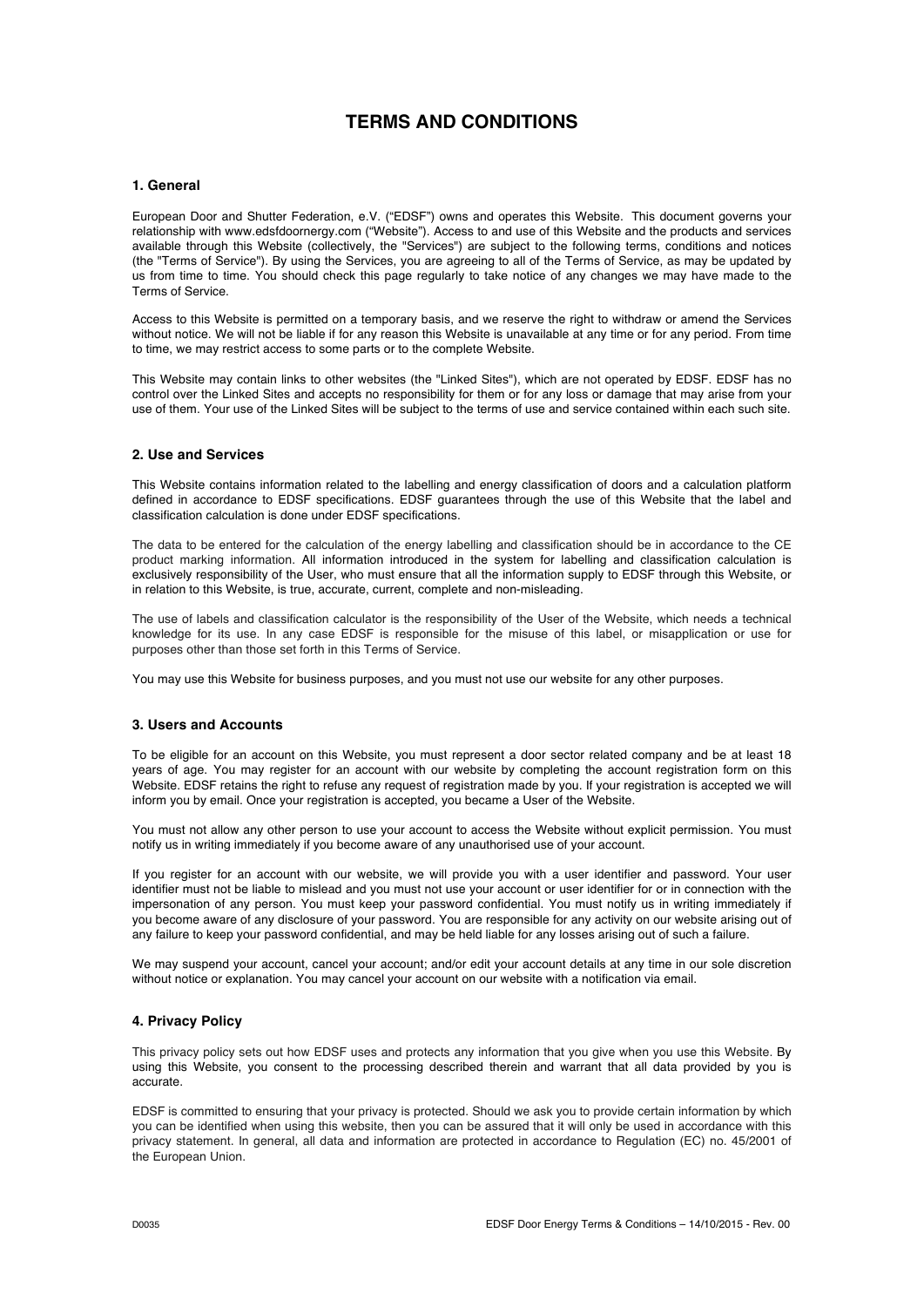# TERMS AND CONDITIONS

## 1. General

European Door and Shutter Federation, e.V. ("EDSF") owns and operates this Website. This document governs your relationship with www.edsfdoornergy.com ("Website"). Access to and use of this Website and the products and services available through this Website (collectively, the "Services") are subject to the following terms, conditions and notices (the "Terms of Service"). By using the Services, you are agreeing to all of the Terms of Service, as may be updated by us from time to time. You should check this page regularly to take notice of any changes we may have made to the Terms of Service.

Access to this Website is permitted on a temporary basis, and we reserve the right to withdraw or amend the Services without notice. We will not be liable if for any reason this Website is unavailable at any time or for any period. From time to time, we may restrict access to some parts or to the complete Website.

This Website may contain links to other websites (the "Linked Sites"), which are not operated by EDSF. EDSF has no control over the Linked Sites and accepts no responsibility for them or for any loss or damage that may arise from your use of them. Your use of the Linked Sites will be subject to the terms of use and service contained within each such site.

## 2. Use and Services

This Website contains information related to the labelling and energy classification of doors and a calculation platform defined in accordance to EDSF specifications. EDSF guarantees through the use of this Website that the label and classification calculation is done under EDSF specifications.

The data to be entered for the calculation of the energy labelling and classification should be in accordance to the CE product marking information. All information introduced in the system for labelling and classification calculation is exclusively responsibility of the User, who must ensure that all the information supply to EDSF through this Website, or in relation to this Website, is true, accurate, current, complete and non-misleading.

The use of labels and classification calculator is the responsibility of the User of the Website, which needs a technical knowledge for its use. In any case EDSF is responsible for the misuse of this label, or misapplication or use for purposes other than those set forth in this Terms of Service.

You may use this Website for business purposes, and you must not use our website for any other purposes.

## 3. Users and Accounts

To be eligible for an account on this Website, you must represent a door sector related company and be at least 18 years of age. You may register for an account with our website by completing the account registration form on this Website. EDSF retains the right to refuse any request of registration made by you. If your registration is accepted we will inform you by email. Once your registration is accepted, you became a User of the Website.

You must not allow any other person to use your account to access the Website without explicit permission. You must notify us in writing immediately if you become aware of any unauthorised use of your account.

If you register for an account with our website, we will provide you with a user identifier and password. Your user identifier must not be liable to mislead and you must not use your account or user identifier for or in connection with the impersonation of any person. You must keep your password confidential. You must notify us in writing immediately if you become aware of any disclosure of your password. You are responsible for any activity on our website arising out of any failure to keep your password confidential, and may be held liable for any losses arising out of such a failure.

We may suspend your account, cancel your account; and/or edit your account details at any time in our sole discretion without notice or explanation. You may cancel your account on our website with a notification via email.

## 4. Privacy Policy

This privacy policy sets out how EDSF uses and protects any information that you give when you use this Website. By using this Website, you consent to the processing described therein and warrant that all data provided by you is accurate.

EDSF is committed to ensuring that your privacy is protected. Should we ask you to provide certain information by which you can be identified when using this website, then you can be assured that it will only be used in accordance with this privacy statement. In general, all data and information are protected in accordance to Regulation (EC) no. 45/2001 of the European Union.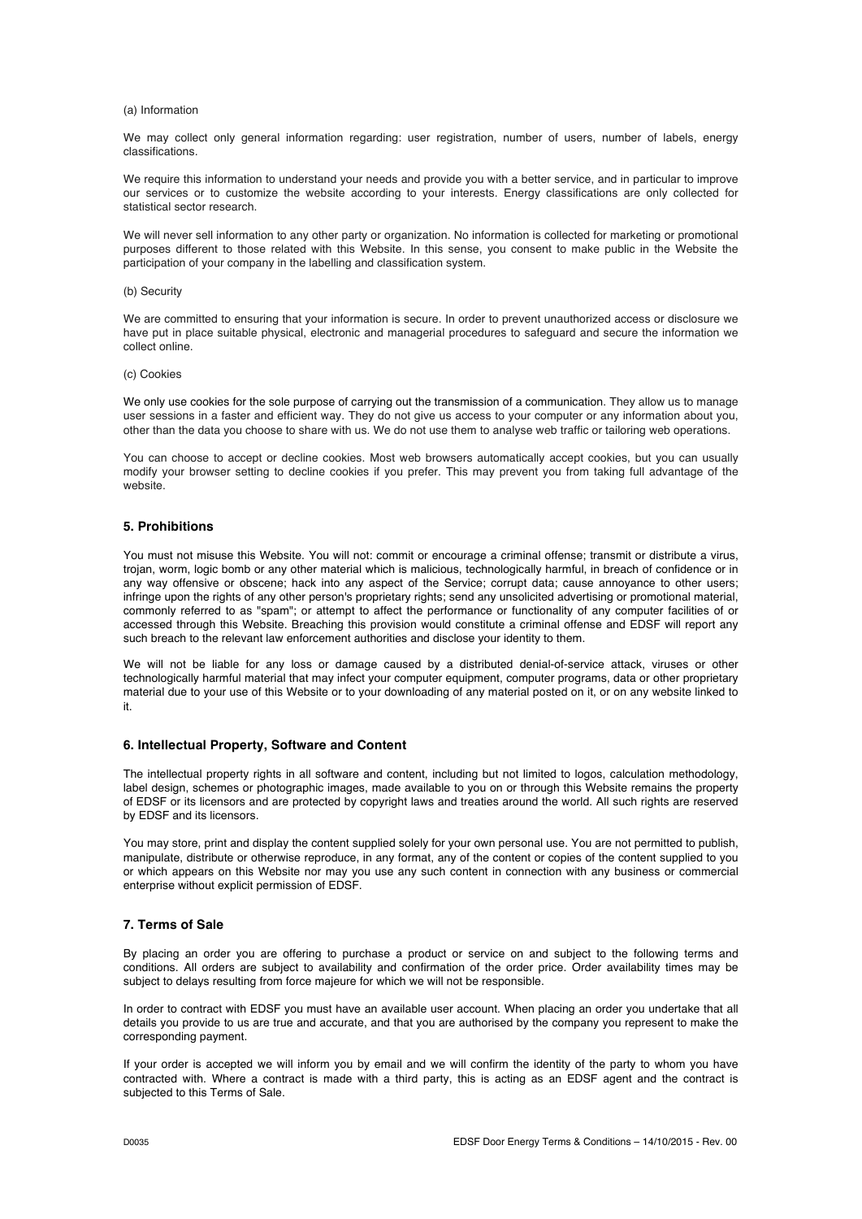(a) Information

We may collect only general information regarding: user registration, number of users, number of labels, energy classifications.

We require this information to understand your needs and provide you with a better service, and in particular to improve our services or to customize the website according to your interests. Energy classifications are only collected for statistical sector research.

We will never sell information to any other party or organization. No information is collected for marketing or promotional purposes different to those related with this Website. In this sense, you consent to make public in the Website the participation of your company in the labelling and classification system.

(b) Security

We are committed to ensuring that your information is secure. In order to prevent unauthorized access or disclosure we have put in place suitable physical, electronic and managerial procedures to safeguard and secure the information we collect online.

(c) Cookies

We only use cookies for the sole purpose of carrying out the transmission of a communication. They allow us to manage user sessions in a faster and efficient way. They do not give us access to your computer or any information about you, other than the data you choose to share with us. We do not use them to analyse web traffic or tailoring web operations.

You can choose to accept or decline cookies. Most web browsers automatically accept cookies, but you can usually modify your browser setting to decline cookies if you prefer. This may prevent you from taking full advantage of the website.

## 5. Prohibitions

You must not misuse this Website. You will not: commit or encourage a criminal offense; transmit or distribute a virus, trojan, worm, logic bomb or any other material which is malicious, technologically harmful, in breach of confidence or in any way offensive or obscene; hack into any aspect of the Service; corrupt data; cause annoyance to other users; infringe upon the rights of any other person's proprietary rights; send any unsolicited advertising or promotional material, commonly referred to as "spam"; or attempt to affect the performance or functionality of any computer facilities of or accessed through this Website. Breaching this provision would constitute a criminal offense and EDSF will report any such breach to the relevant law enforcement authorities and disclose your identity to them.

We will not be liable for any loss or damage caused by a distributed denial-of-service attack, viruses or other technologically harmful material that may infect your computer equipment, computer programs, data or other proprietary material due to your use of this Website or to your downloading of any material posted on it, or on any website linked to it.

## 6. Intellectual Property, Software and Content

The intellectual property rights in all software and content, including but not limited to logos, calculation methodology, label design, schemes or photographic images, made available to you on or through this Website remains the property of EDSF or its licensors and are protected by copyright laws and treaties around the world. All such rights are reserved by EDSF and its licensors.

You may store, print and display the content supplied solely for your own personal use. You are not permitted to publish, manipulate, distribute or otherwise reproduce, in any format, any of the content or copies of the content supplied to you or which appears on this Website nor may you use any such content in connection with any business or commercial enterprise without explicit permission of EDSF.

## 7. Terms of Sale

By placing an order you are offering to purchase a product or service on and subject to the following terms and conditions. All orders are subject to availability and confirmation of the order price. Order availability times may be subject to delays resulting from force majeure for which we will not be responsible.

In order to contract with EDSF you must have an available user account. When placing an order you undertake that all details you provide to us are true and accurate, and that you are authorised by the company you represent to make the corresponding payment.

If your order is accepted we will inform you by email and we will confirm the identity of the party to whom you have contracted with. Where a contract is made with a third party, this is acting as an EDSF agent and the contract is subjected to this Terms of Sale.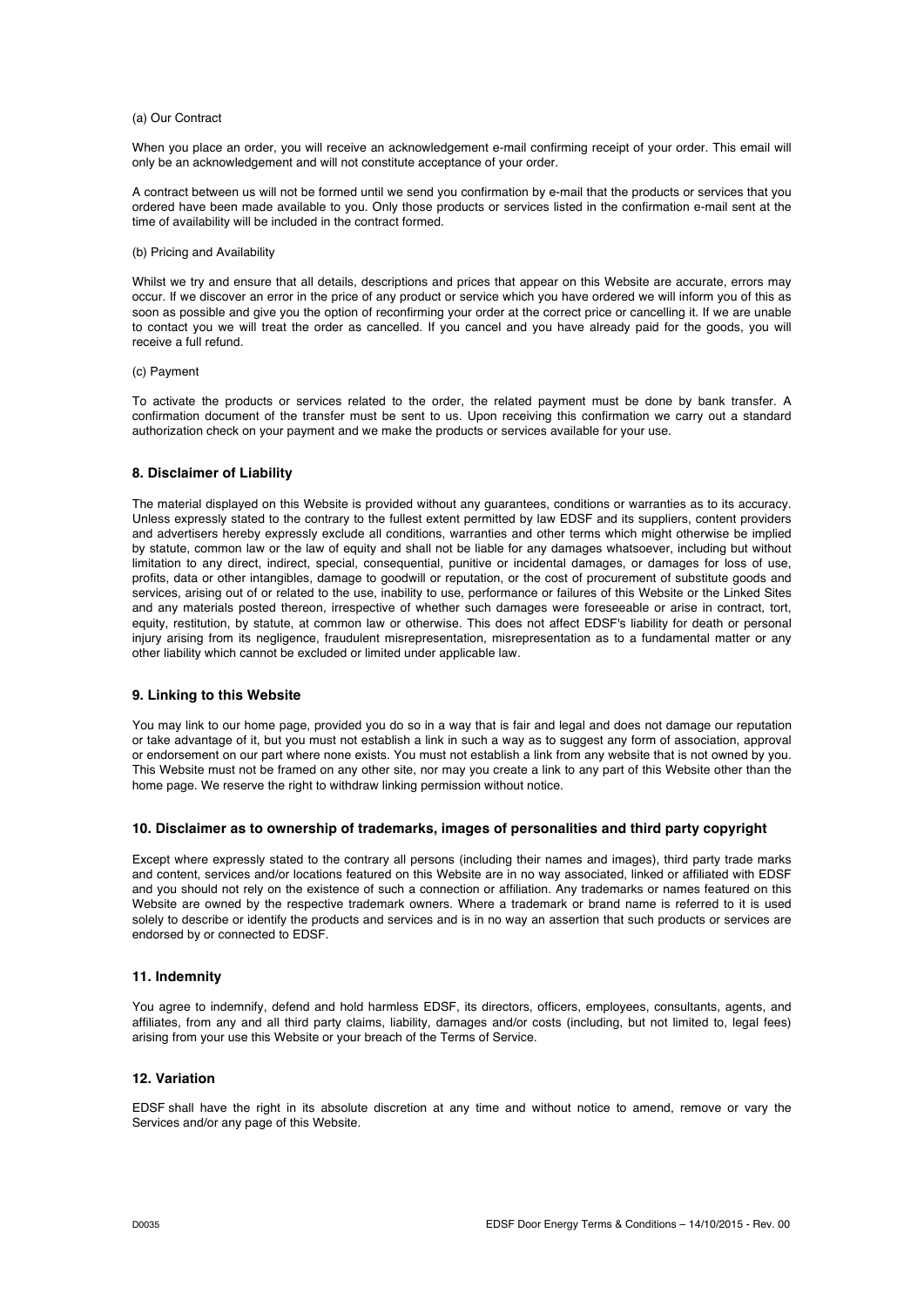(a) Our Contract

When you place an order, you will receive an acknowledgement e-mail confirming receipt of your order. This email will only be an acknowledgement and will not constitute acceptance of your order.

A contract between us will not be formed until we send you confirmation by e-mail that the products or services that you ordered have been made available to you. Only those products or services listed in the confirmation e-mail sent at the time of availability will be included in the contract formed.

(b) Pricing and Availability

Whilst we try and ensure that all details, descriptions and prices that appear on this Website are accurate, errors may occur. If we discover an error in the price of any product or service which you have ordered we will inform you of this as soon as possible and give you the option of reconfirming your order at the correct price or cancelling it. If we are unable to contact you we will treat the order as cancelled. If you cancel and you have already paid for the goods, you will receive a full refund.

(c) Payment

To activate the products or services related to the order, the related payment must be done by bank transfer. A confirmation document of the transfer must be sent to us. Upon receiving this confirmation we carry out a standard authorization check on your payment and we make the products or services available for your use.

### 8. Disclaimer of Liability

The material displayed on this Website is provided without any guarantees, conditions or warranties as to its accuracy. Unless expressly stated to the contrary to the fullest extent permitted by law EDSF and its suppliers, content providers and advertisers hereby expressly exclude all conditions, warranties and other terms which might otherwise be implied by statute, common law or the law of equity and shall not be liable for any damages whatsoever, including but without limitation to any direct, indirect, special, consequential, punitive or incidental damages, or damages for loss of use, profits, data or other intangibles, damage to goodwill or reputation, or the cost of procurement of substitute goods and services, arising out of or related to the use, inability to use, performance or failures of this Website or the Linked Sites and any materials posted thereon, irrespective of whether such damages were foreseeable or arise in contract, tort, equity, restitution, by statute, at common law or otherwise. This does not affect EDSF's liability for death or personal injury arising from its negligence, fraudulent misrepresentation, misrepresentation as to a fundamental matter or any other liability which cannot be excluded or limited under applicable law.

### 9. Linking to this Website

You may link to our home page, provided you do so in a way that is fair and legal and does not damage our reputation or take advantage of it, but you must not establish a link in such a way as to suggest any form of association, approval or endorsement on our part where none exists. You must not establish a link from any website that is not owned by you. This Website must not be framed on any other site, nor may you create a link to any part of this Website other than the home page. We reserve the right to withdraw linking permission without notice.

### 10. Disclaimer as to ownership of trademarks, images of personalities and third party copyright

Except where expressly stated to the contrary all persons (including their names and images), third party trade marks and content, services and/or locations featured on this Website are in no way associated, linked or affiliated with EDSF and you should not rely on the existence of such a connection or affiliation. Any trademarks or names featured on this Website are owned by the respective trademark owners. Where a trademark or brand name is referred to it is used solely to describe or identify the products and services and is in no way an assertion that such products or services are endorsed by or connected to EDSF.

### 11. Indemnity

You agree to indemnify, defend and hold harmless EDSF, its directors, officers, employees, consultants, agents, and affiliates, from any and all third party claims, liability, damages and/or costs (including, but not limited to, legal fees) arising from your use this Website or your breach of the Terms of Service.

### 12. Variation

EDSF shall have the right in its absolute discretion at any time and without notice to amend, remove or vary the Services and/or any page of this Website.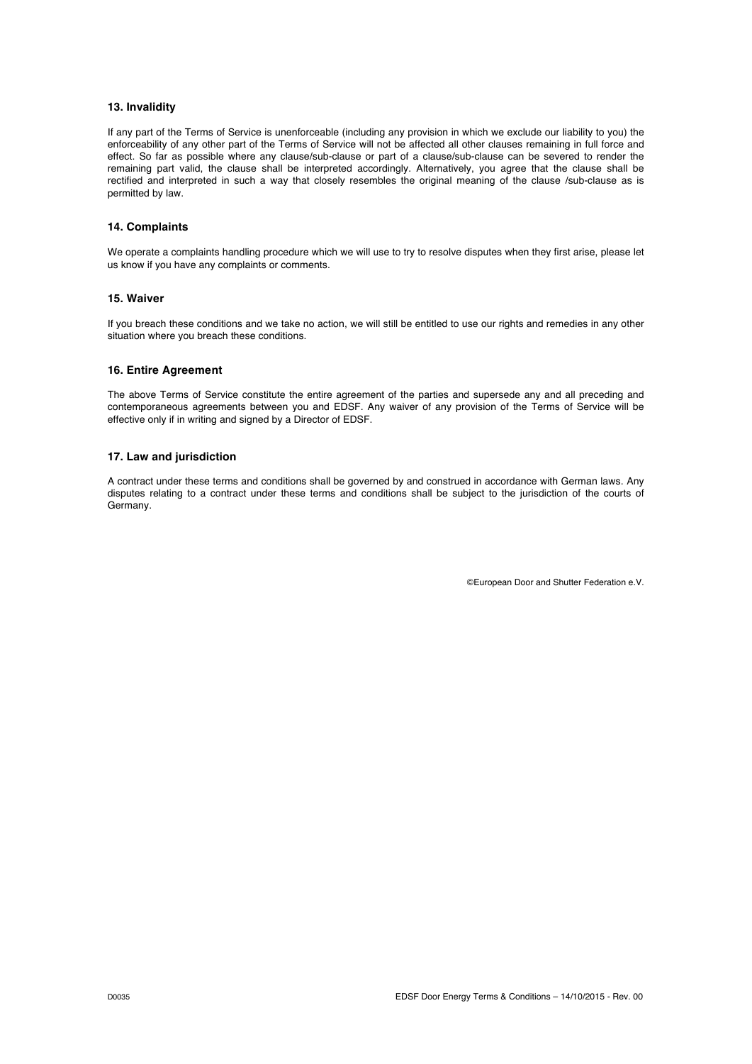### 13. Invalidity

If any part of the Terms of Service is unenforceable (including any provision in which we exclude our liability to you) the enforceability of any other part of the Terms of Service will not be affected all other clauses remaining in full force and effect. So far as possible where any clause/sub-clause or part of a clause/sub-clause can be severed to render the remaining part valid, the clause shall be interpreted accordingly. Alternatively, you agree that the clause shall be rectified and interpreted in such a way that closely resembles the original meaning of the clause /sub-clause as is permitted by law.

### 14. Complaints

We operate a complaints handling procedure which we will use to try to resolve disputes when they first arise, please let us know if you have any complaints or comments.

### 15. Waiver

If you breach these conditions and we take no action, we will still be entitled to use our rights and remedies in any other situation where you breach these conditions.

### 16. Entire Agreement

The above Terms of Service constitute the entire agreement of the parties and supersede any and all preceding and contemporaneous agreements between you and EDSF. Any waiver of any provision of the Terms of Service will be effective only if in writing and signed by a Director of EDSF.

### 17. Law and jurisdiction

A contract under these terms and conditions shall be governed by and construed in accordance with German laws. Any disputes relating to a contract under these terms and conditions shall be subject to the jurisdiction of the courts of Germany.

©European Door and Shutter Federation e.V.